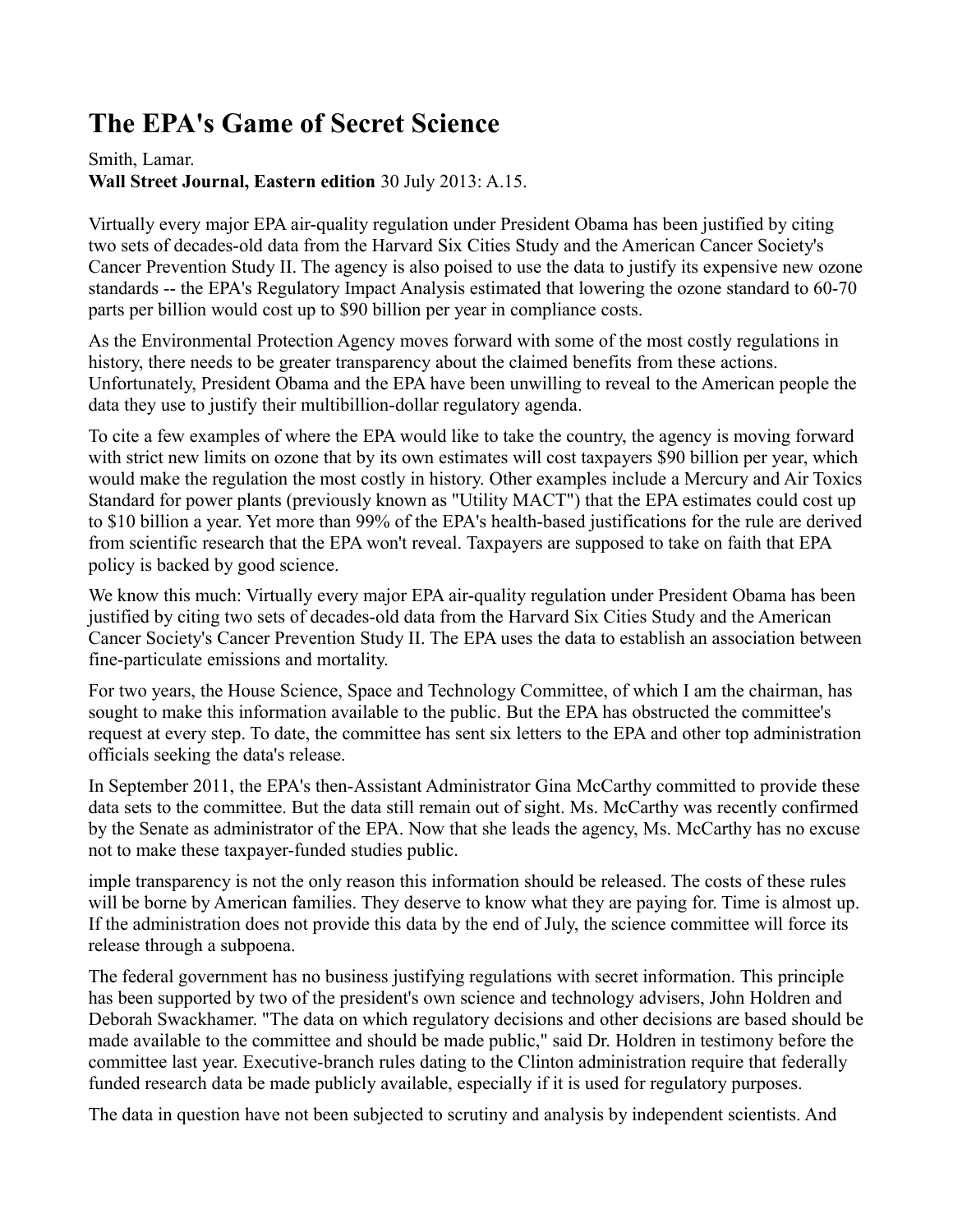# The EPA's Game of Secret Science

Smith, Lamar.
**Wall Street Journal, Eastern edition** 30 July 2013: A.15.

Virtually every major EPA air-quality regulation under President Obama has been justified by citing two sets of decades-old data from the Harvard Six Cities Study and the American Cancer Society's Cancer Prevention Study II. The agency is also poised to use the data to justify its expensive new ozone standards -- the EPA's Regulatory Impact Analysis estimated that lowering the ozone standard to 60-70 parts per billion would cost up to $90 billion per year in compliance costs.

As the Environmental Protection Agency moves forward with some of the most costly regulations in history, there needs to be greater transparency about the claimed benefits from these actions. Unfortunately, President Obama and the EPA have been unwilling to reveal to the American people the data they use to justify their multibillion-dollar regulatory agenda.

To cite a few examples of where the EPA would like to take the country, the agency is moving forward with strict new limits on ozone that by its own estimates will cost taxpayers $90 billion per year, which would make the regulation the most costly in history. Other examples include a Mercury and Air Toxics Standard for power plants (previously known as "Utility MACT") that the EPA estimates could cost up to $10 billion a year. Yet more than 99% of the EPA's health-based justifications for the rule are derived from scientific research that the EPA won't reveal. Taxpayers are supposed to take on faith that EPA policy is backed by good science.

We know this much: Virtually every major EPA air-quality regulation under President Obama has been justified by citing two sets of decades-old data from the Harvard Six Cities Study and the American Cancer Society's Cancer Prevention Study II. The EPA uses the data to establish an association between fine-particulate emissions and mortality.

For two years, the House Science, Space and Technology Committee, of which I am the chairman, has sought to make this information available to the public. But the EPA has obstructed the committee's request at every step. To date, the committee has sent six letters to the EPA and other top administration officials seeking the data's release.

In September 2011, the EPA's then-Assistant Administrator Gina McCarthy committed to provide these data sets to the committee. But the data still remain out of sight. Ms. McCarthy was recently confirmed by the Senate as administrator of the EPA. Now that she leads the agency, Ms. McCarthy has no excuse not to make these taxpayer-funded studies public.

imple transparency is not the only reason this information should be released. The costs of these rules will be borne by American families. They deserve to know what they are paying for. Time is almost up. If the administration does not provide this data by the end of July, the science committee will force its release through a subpoena.

The federal government has no business justifying regulations with secret information. This principle has been supported by two of the president's own science and technology advisers, John Holdren and Deborah Swackhamer. "The data on which regulatory decisions and other decisions are based should be made available to the committee and should be made public," said Dr. Holdren in testimony before the committee last year. Executive-branch rules dating to the Clinton administration require that federally funded research data be made publicly available, especially if it is used for regulatory purposes.

The data in question have not been subjected to scrutiny and analysis by independent scientists. And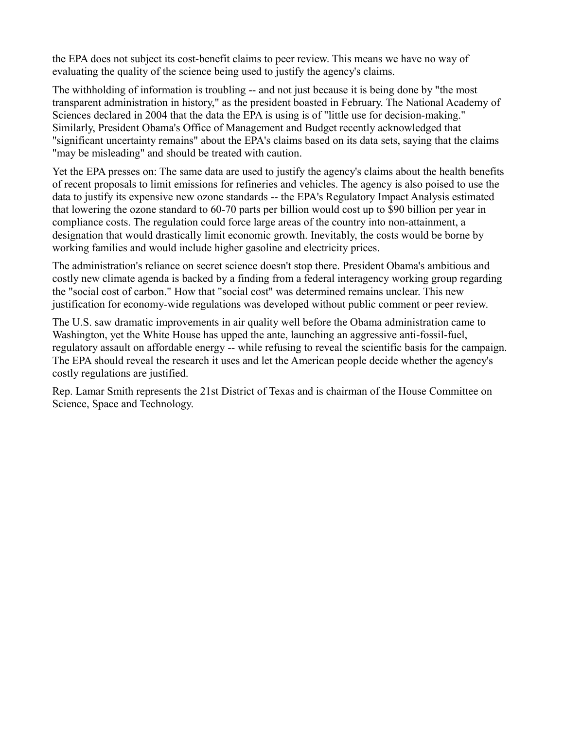the EPA does not subject its cost-benefit claims to peer review. This means we have no way of evaluating the quality of the science being used to justify the agency's claims.

The withholding of information is troubling -- and not just because it is being done by "the most transparent administration in history," as the president boasted in February. The National Academy of Sciences declared in 2004 that the data the EPA is using is of "little use for decision-making." Similarly, President Obama's Office of Management and Budget recently acknowledged that "significant uncertainty remains" about the EPA's claims based on its data sets, saying that the claims "may be misleading" and should be treated with caution.

Yet the EPA presses on: The same data are used to justify the agency's claims about the health benefits of recent proposals to limit emissions for refineries and vehicles. The agency is also poised to use the data to justify its expensive new ozone standards -- the EPA's Regulatory Impact Analysis estimated that lowering the ozone standard to 60-70 parts per billion would cost up to $90 billion per year in compliance costs. The regulation could force large areas of the country into non-attainment, a designation that would drastically limit economic growth. Inevitably, the costs would be borne by working families and would include higher gasoline and electricity prices.

The administration's reliance on secret science doesn't stop there. President Obama's ambitious and costly new climate agenda is backed by a finding from a federal interagency working group regarding the "social cost of carbon." How that "social cost" was determined remains unclear. This new justification for economy-wide regulations was developed without public comment or peer review.

The U.S. saw dramatic improvements in air quality well before the Obama administration came to Washington, yet the White House has upped the ante, launching an aggressive anti-fossil-fuel, regulatory assault on affordable energy -- while refusing to reveal the scientific basis for the campaign. The EPA should reveal the research it uses and let the American people decide whether the agency's costly regulations are justified.

Rep. Lamar Smith represents the 21st District of Texas and is chairman of the House Committee on Science, Space and Technology.